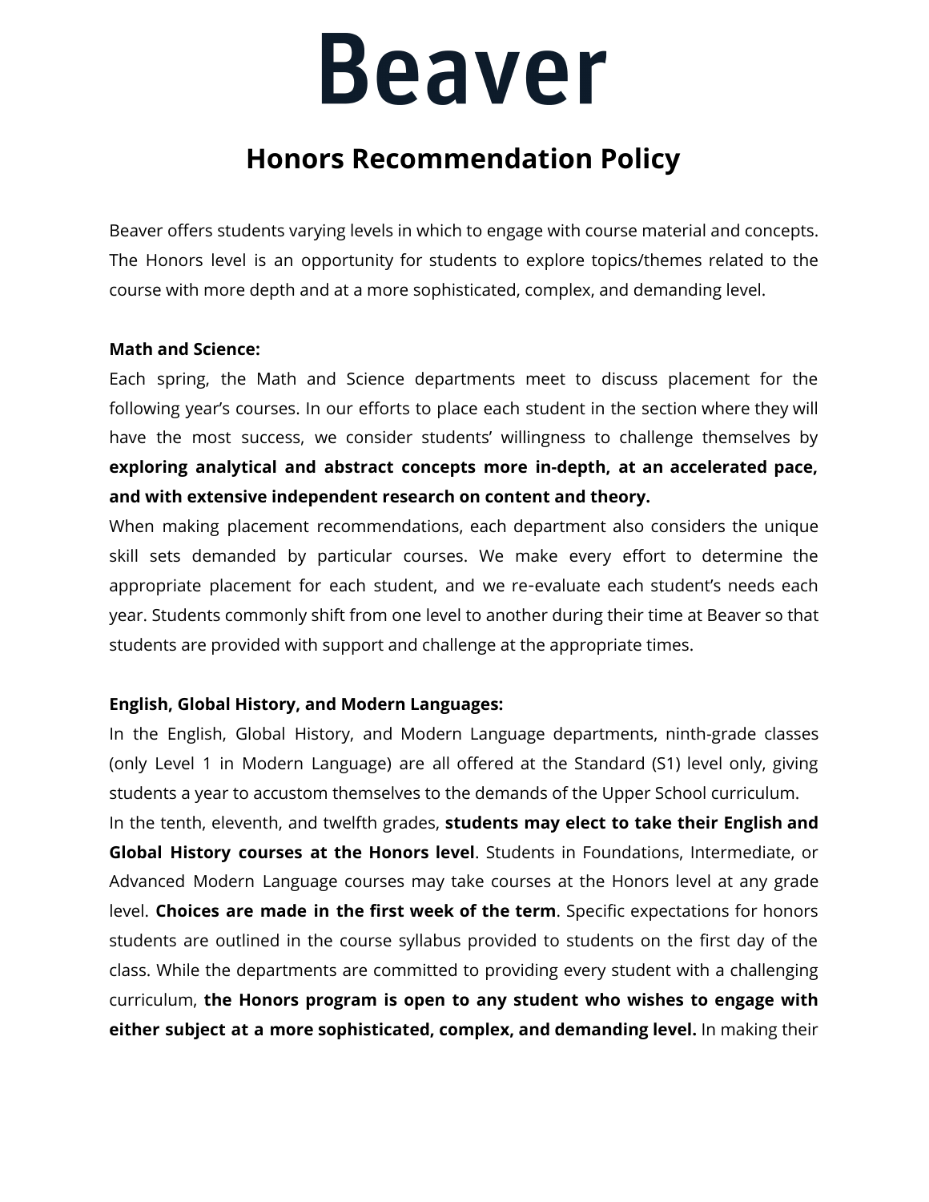# Beaver

## Honors Recommendation Policy

Beaver offers students varying levels in which to engage with course material and concepts. The Honors level is an opportunity for students to explore topics/themes related to the course with more depth and at a more sophisticated, complex, and demanding level.

**Math and Science:**

Each spring, the Math and Science departments meet to discuss placement for the following year's courses. In our efforts to place each student in the section where they will have the most success, we consider students' willingness to challenge themselves by **exploring analytical and abstract concepts more in-depth, at an accelerated pace, and with extensive independent research on content and theory.**

When making placement recommendations, each department also considers the unique skill sets demanded by particular courses. We make every effort to determine the appropriate placement for each student, and we re-evaluate each student's needs each year. Students commonly shift from one level to another during their time at Beaver so that students are provided with support and challenge at the appropriate times.

**English, Global History, and Modern Languages:**

In the English, Global History, and Modern Language departments, ninth-grade classes (only Level 1 in Modern Language) are all offered at the Standard (S1) level only, giving students a year to accustom themselves to the demands of the Upper School curriculum.

In the tenth, eleventh, and twelfth grades, **students may elect to take their English and Global History courses at the Honors level**. Students in Foundations, Intermediate, or Advanced Modern Language courses may take courses at the Honors level at any grade level. **Choices are made in the first week of the term**. Specific expectations for honors students are outlined in the course syllabus provided to students on the first day of the class. While the departments are committed to providing every student with a challenging curriculum, **the Honors program is open to any student who wishes to engage with either subject at a more sophisticated, complex, and demanding level.** In making their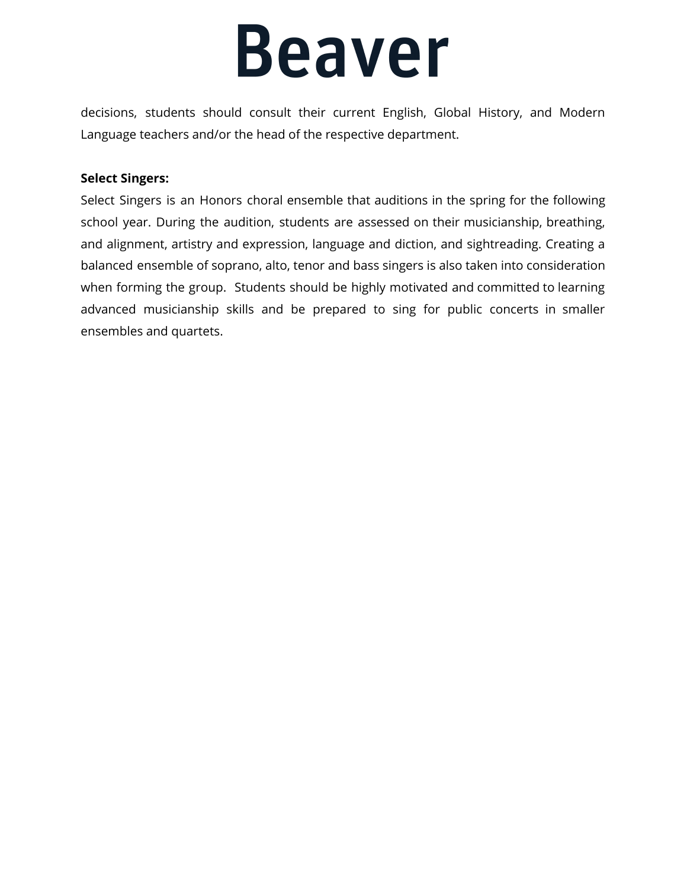decisions, students should consult their current English, Global History, and Modern Language teachers and/or the head of the respective department.

**Select Singers:**

Select Singers is an Honors choral ensemble that auditions in the spring for the following school year. During the audition, students are assessed on their musicianship, breathing, and alignment, artistry and expression, language and diction, and sightreading. Creating a balanced ensemble of soprano, alto, tenor and bass singers is also taken into consideration when forming the group.  Students should be highly motivated and committed to learning advanced musicianship skills and be prepared to sing for public concerts in smaller ensembles and quartets.